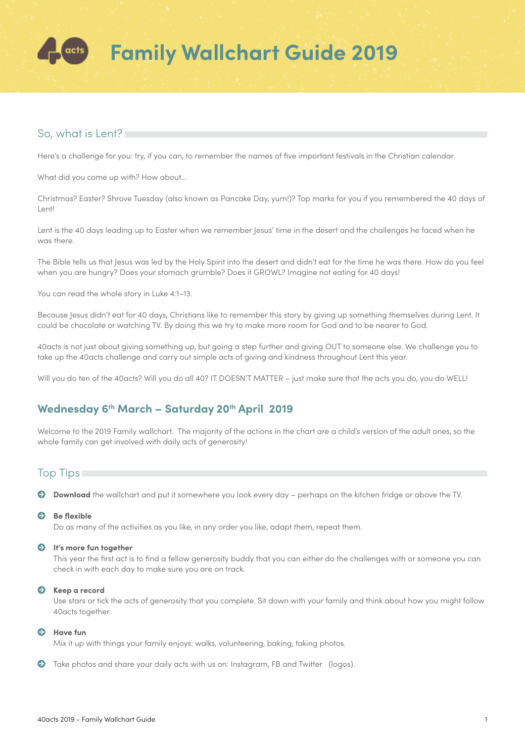# Family Wallchart Guide 2019

## So, what is Lent?

Here's a challenge for you: try, if you can, to remember the names of five important festivals in the Christian calendar.

What did you come up with? How about…

Christmas? Easter? Shrove Tuesday (also known as Pancake Day, yum!)? Top marks for you if you remembered the 40 days of Lent!

Lent is the 40 days leading up to Easter when we remember Jesus' time in the desert and the challenges he faced when he was there.

The Bible tells us that Jesus was led by the Holy Spirit into the desert and didn't eat for the time he was there. How do you feel when you are hungry? Does your stomach grumble? Does it GROWL? Imagine not eating for 40 days!

You can read the whole story in Luke 4:1–13.

Because Jesus didn't eat for 40 days, Christians like to remember this story by giving up something themselves during Lent. It could be chocolate or watching TV. By doing this we try to make more room for God and to be nearer to God.

40acts is not just about giving something up, but going a step further and giving OUT to someone else. We challenge you to take up the 40acts challenge and carry out simple acts of giving and kindness throughout Lent this year.

Will you do ten of the 40acts? Will you do all 40? IT DOESN'T MATTER – just make sure that the acts you do, you do WELL!

## Wednesday 6th March – Saturday 20th April 2019

Welcome to the 2019 Family wallchart. The majority of the actions in the chart are a child's version of the adult ones, so the whole family can get involved with daily acts of generosity!

## Top Tips

- **Download** the wallchart and put it somewhere you look every day – perhaps on the kitchen fridge or above the TV.
- **Be flexible**
  Do as many of the activities as you like, in any order you like, adapt them, repeat them.
- **It's more fun together**
  This year the first act is to find a fellow generosity buddy that you can either do the challenges with or someone you can check in with each day to make sure you are on track.
- **Keep a record**
  Use stars or tick the acts of generosity that you complete. Sit down with your family and think about how you might follow 40acts together.
- **Have fun**
  Mix it up with things your family enjoys: walks, volunteering, baking, taking photos.
- Take photos and share your daily acts with us on: Instagram, FB and Twitter (logos).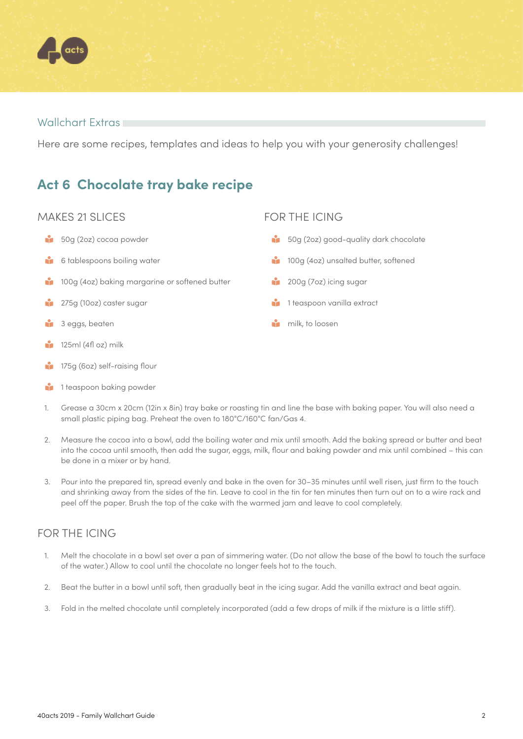## Wallchart Extras

Here are some recipes, templates and ideas to help you with your generosity challenges!

## Act 6 Chocolate tray bake recipe

### MAKES 21 SLICES

- 50g (2oz) cocoa powder
- 6 tablespoons boiling water
- 100g (4oz) baking margarine or softened butter
- 275g (10oz) caster sugar
- 3 eggs, beaten
- 125ml (4fl oz) milk
- 175g (6oz) self-raising flour
- 1 teaspoon baking powder

### FOR THE ICING

- 50g (2oz) good-quality dark chocolate
- 100g (4oz) unsalted butter, softened
- 200g (7oz) icing sugar
- 1 teaspoon vanilla extract
- milk, to loosen

1. Grease a 30cm x 20cm (12in x 8in) tray bake or roasting tin and line the base with baking paper. You will also need a small plastic piping bag. Preheat the oven to 180°C/160°C fan/Gas 4.
2. Measure the cocoa into a bowl, add the boiling water and mix until smooth. Add the baking spread or butter and beat into the cocoa until smooth, then add the sugar, eggs, milk, flour and baking powder and mix until combined – this can be done in a mixer or by hand.
3. Pour into the prepared tin, spread evenly and bake in the oven for 30–35 minutes until well risen, just firm to the touch and shrinking away from the sides of the tin. Leave to cool in the tin for ten minutes then turn out on to a wire rack and peel off the paper. Brush the top of the cake with the warmed jam and leave to cool completely.

### FOR THE ICING

1. Melt the chocolate in a bowl set over a pan of simmering water. (Do not allow the base of the bowl to touch the surface of the water.) Allow to cool until the chocolate no longer feels hot to the touch.
2. Beat the butter in a bowl until soft, then gradually beat in the icing sugar. Add the vanilla extract and beat again.
3. Fold in the melted chocolate until completely incorporated (add a few drops of milk if the mixture is a little stiff).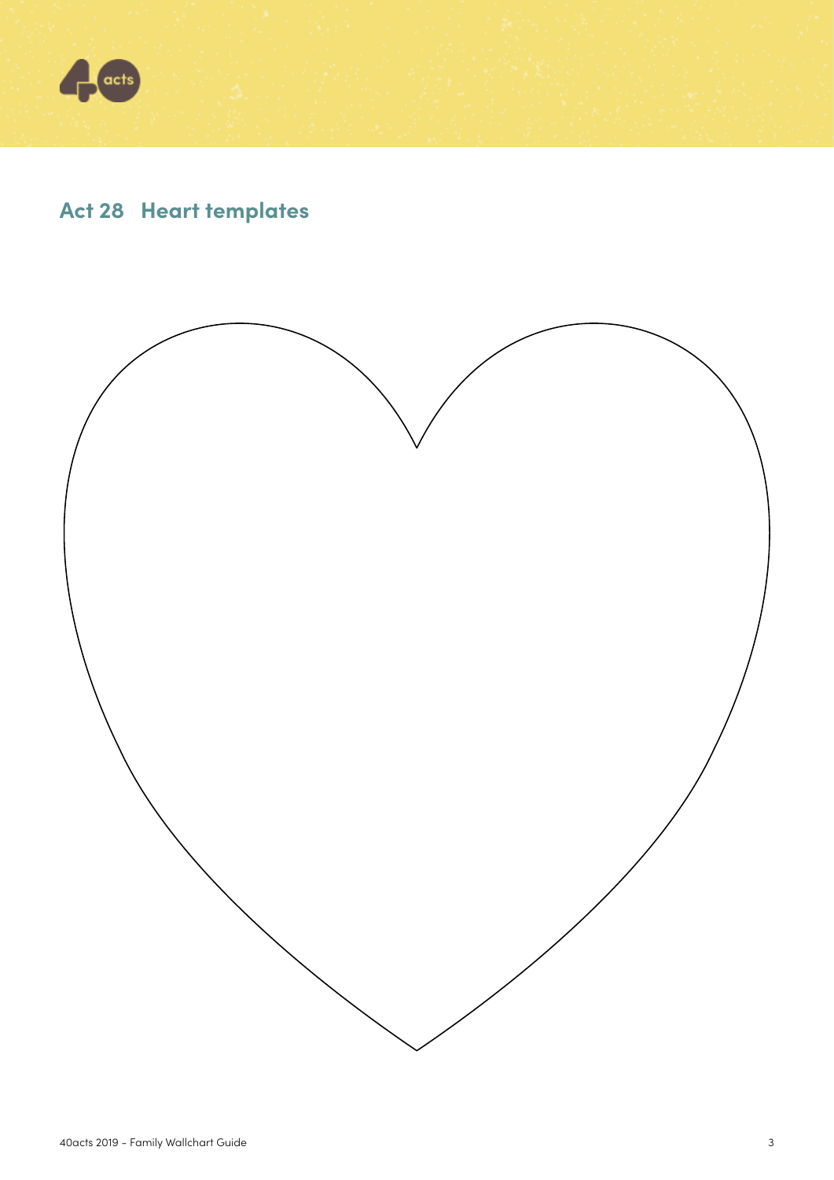## Act 28 Heart templates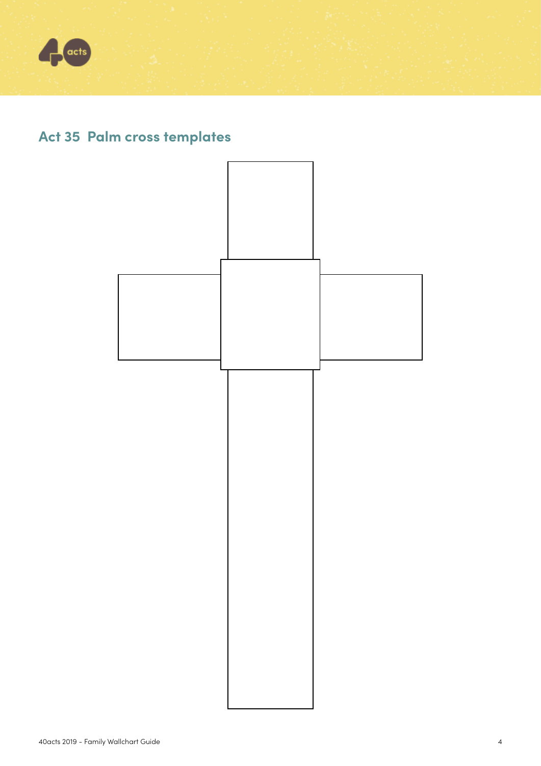## Act 35 Palm cross templates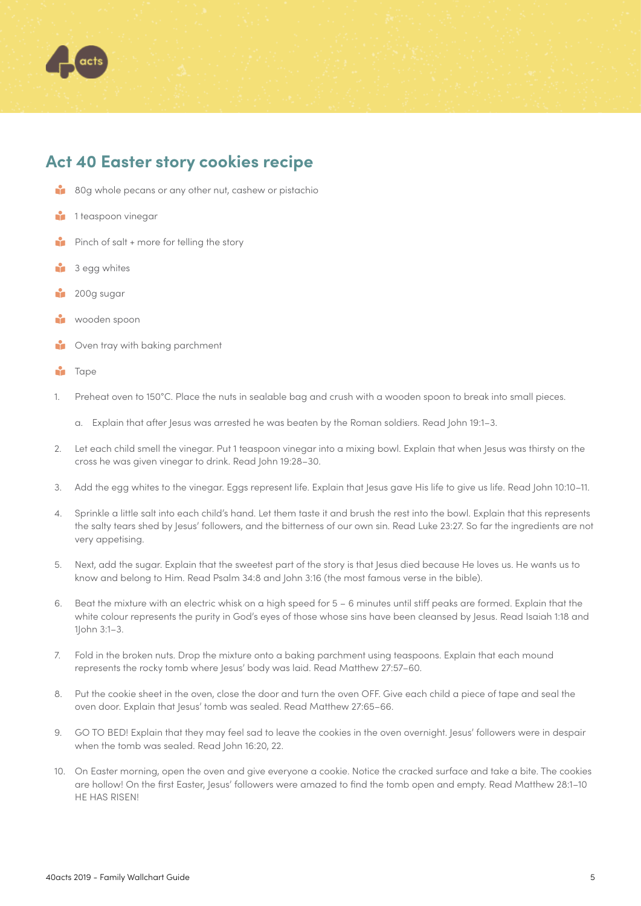## Act 40 Easter story cookies recipe

- 80g whole pecans or any other nut, cashew or pistachio
- 1 teaspoon vinegar
- Pinch of salt + more for telling the story
- 3 egg whites
- 200g sugar
- wooden spoon
- Oven tray with baking parchment
- Tape

1. Preheat oven to 150°C. Place the nuts in sealable bag and crush with a wooden spoon to break into small pieces.
   a. Explain that after Jesus was arrested he was beaten by the Roman soldiers. Read John 19:1–3.
2. Let each child smell the vinegar. Put 1 teaspoon vinegar into a mixing bowl. Explain that when Jesus was thirsty on the cross he was given vinegar to drink. Read John 19:28–30.
3. Add the egg whites to the vinegar. Eggs represent life. Explain that Jesus gave His life to give us life. Read John 10:10–11.
4. Sprinkle a little salt into each child's hand. Let them taste it and brush the rest into the bowl. Explain that this represents the salty tears shed by Jesus' followers, and the bitterness of our own sin. Read Luke 23:27. So far the ingredients are not very appetising.
5. Next, add the sugar. Explain that the sweetest part of the story is that Jesus died because He loves us. He wants us to know and belong to Him. Read Psalm 34:8 and John 3:16 (the most famous verse in the bible).
6. Beat the mixture with an electric whisk on a high speed for 5 – 6 minutes until stiff peaks are formed. Explain that the white colour represents the purity in God's eyes of those whose sins have been cleansed by Jesus. Read Isaiah 1:18 and 1John 3:1–3.
7. Fold in the broken nuts. Drop the mixture onto a baking parchment using teaspoons. Explain that each mound represents the rocky tomb where Jesus' body was laid. Read Matthew 27:57–60.
8. Put the cookie sheet in the oven, close the door and turn the oven OFF. Give each child a piece of tape and seal the oven door. Explain that Jesus' tomb was sealed. Read Matthew 27:65–66.
9. GO TO BED! Explain that they may feel sad to leave the cookies in the oven overnight. Jesus' followers were in despair when the tomb was sealed. Read John 16:20, 22.
10. On Easter morning, open the oven and give everyone a cookie. Notice the cracked surface and take a bite. The cookies are hollow! On the first Easter, Jesus' followers were amazed to find the tomb open and empty. Read Matthew 28:1–10 HE HAS RISEN!